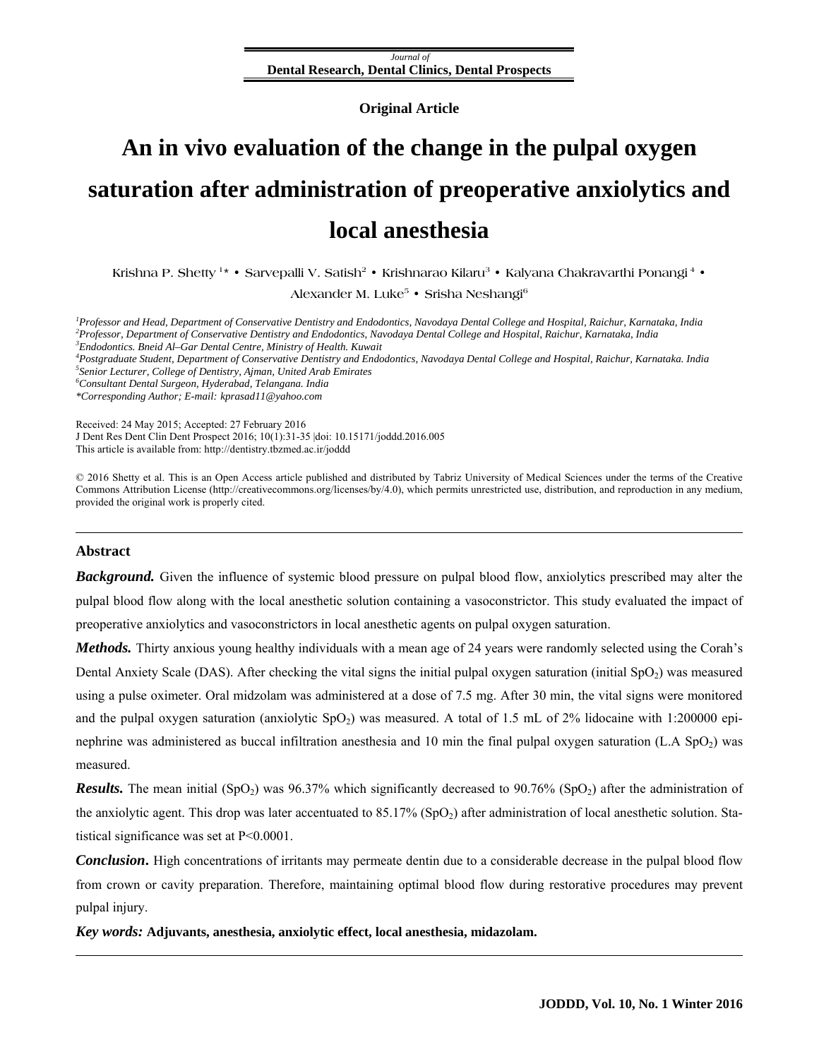Journal of
**Dental Research, Dental Clinics, Dental Prospects**

**Original Article**

# An in vivo evaluation of the change in the pulpal oxygen saturation after administration of preoperative anxiolytics and local anesthesia

Krishna P. Shetty [1]* • Sarvepalli V. Satish[2] • Krishnarao Kilaru[3] • Kalyana Chakravarthi Ponangi [4] • Alexander M. Luke[5] • Srisha Neshangi[6]

*[1]Professor and Head, Department of Conservative Dentistry and Endodontics, Navodaya Dental College and Hospital, Raichur, Karnataka, India*
*[2]Professor, Department of Conservative Dentistry and Endodontics, Navodaya Dental College and Hospital, Raichur, Karnataka, India*
*[3]Endodontics. Bneid Al–Gar Dental Centre, Ministry of Health. Kuwait*
*[4]Postgraduate Student, Department of Conservative Dentistry and Endodontics, Navodaya Dental College and Hospital, Raichur, Karnataka. India*
*[5]Senior Lecturer, College of Dentistry, Ajman, United Arab Emirates*
*[6]Consultant Dental Surgeon, Hyderabad, Telangana. India*
*\*Corresponding Author; E-mail: kprasad11@yahoo.com*

Received: 24 May 2015; Accepted: 27 February 2016
J Dent Res Dent Clin Dent Prospect 2016; 10(1):31-35 |doi: 10.15171/joddd.2016.005
This article is available from: http://dentistry.tbzmed.ac.ir/joddd

© 2016 Shetty et al. This is an Open Access article published and distributed by Tabriz University of Medical Sciences under the terms of the Creative Commons Attribution License (http://creativecommons.org/licenses/by/4.0), which permits unrestricted use, distribution, and reproduction in any medium, provided the original work is properly cited.

---

## Abstract

***Background.*** Given the influence of systemic blood pressure on pulpal blood flow, anxiolytics prescribed may alter the pulpal blood flow along with the local anesthetic solution containing a vasoconstrictor. This study evaluated the impact of preoperative anxiolytics and vasoconstrictors in local anesthetic agents on pulpal oxygen saturation.

***Methods.*** Thirty anxious young healthy individuals with a mean age of 24 years were randomly selected using the Corah's Dental Anxiety Scale (DAS). After checking the vital signs the initial pulpal oxygen saturation (initial $SpO_2$) was measured using a pulse oximeter. Oral midzolam was administered at a dose of 7.5 mg. After 30 min, the vital signs were monitored and the pulpal oxygen saturation (anxiolytic $SpO_2$) was measured. A total of 1.5 mL of 2% lidocaine with 1:200000 epinephrine was administered as buccal infiltration anesthesia and 10 min the final pulpal oxygen saturation (L.A $SpO_2$) was measured.

***Results.*** The mean initial ($SpO_2$) was 96.37% which significantly decreased to 90.76% ($SpO_2$) after the administration of the anxiolytic agent. This drop was later accentuated to 85.17% ($SpO_2$) after administration of local anesthetic solution. Statistical significance was set at P<0.0001.

***Conclusion*.** High concentrations of irritants may permeate dentin due to a considerable decrease in the pulpal blood flow from crown or cavity preparation. Therefore, maintaining optimal blood flow during restorative procedures may prevent pulpal injury.

***Key words:*** **Adjuvants, anesthesia, anxiolytic effect, local anesthesia, midazolam.**

---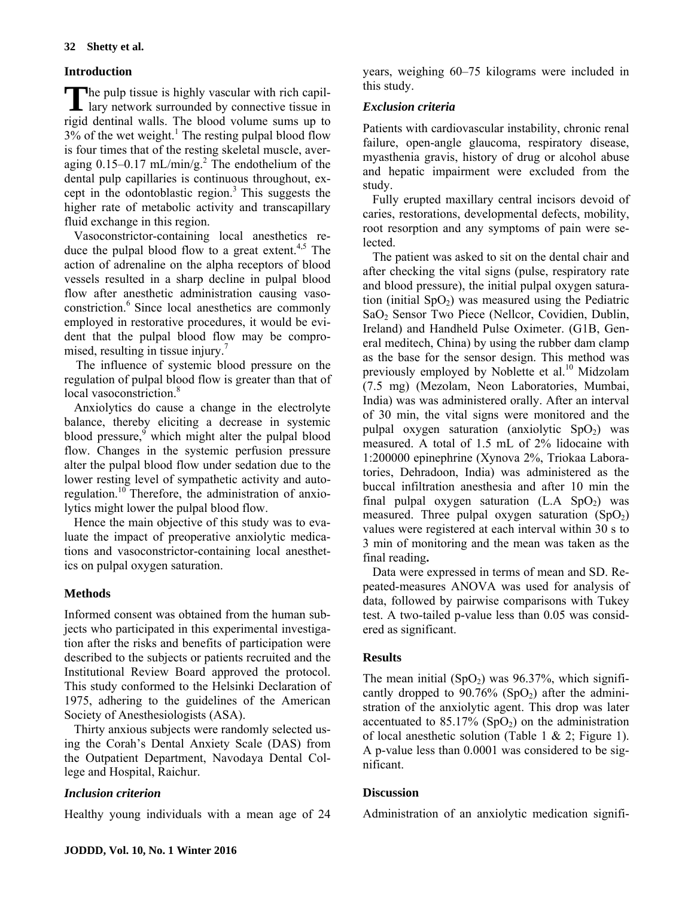## Introduction

The pulp tissue is highly vascular with rich capillary network surrounded by connective tissue in rigid dentinal walls. The blood volume sums up to 3% of the wet weight.[1] The resting pulpal blood flow is four times that of the resting skeletal muscle, averaging 0.15–0.17 mL/min/g.[2] The endothelium of the dental pulp capillaries is continuous throughout, except in the odontoblastic region.[3] This suggests the higher rate of metabolic activity and transcapillary fluid exchange in this region.

Vasoconstrictor-containing local anesthetics reduce the pulpal blood flow to a great extent.[4,5] The action of adrenaline on the alpha receptors of blood vessels resulted in a sharp decline in pulpal blood flow after anesthetic administration causing vasoconstriction.[6] Since local anesthetics are commonly employed in restorative procedures, it would be evident that the pulpal blood flow may be compromised, resulting in tissue injury.[7]

The influence of systemic blood pressure on the regulation of pulpal blood flow is greater than that of local vasoconstriction.[8]

Anxiolytics do cause a change in the electrolyte balance, thereby eliciting a decrease in systemic blood pressure,[9] which might alter the pulpal blood flow. Changes in the systemic perfusion pressure alter the pulpal blood flow under sedation due to the lower resting level of sympathetic activity and autoregulation.[10] Therefore, the administration of anxiolytics might lower the pulpal blood flow.

Hence the main objective of this study was to evaluate the impact of preoperative anxiolytic medications and vasoconstrictor-containing local anesthetics on pulpal oxygen saturation.

## Methods

Informed consent was obtained from the human subjects who participated in this experimental investigation after the risks and benefits of participation were described to the subjects or patients recruited and the Institutional Review Board approved the protocol. This study conformed to the Helsinki Declaration of 1975, adhering to the guidelines of the American Society of Anesthesiologists (ASA).

Thirty anxious subjects were randomly selected using the Corah's Dental Anxiety Scale (DAS) from the Outpatient Department, Navodaya Dental College and Hospital, Raichur.

### *Inclusion criterion*

Healthy young individuals with a mean age of 24 years, weighing 60–75 kilograms were included in this study.

### *Exclusion criteria*

Patients with cardiovascular instability, chronic renal failure, open-angle glaucoma, respiratory disease, myasthenia gravis, history of drug or alcohol abuse and hepatic impairment were excluded from the study.

Fully erupted maxillary central incisors devoid of caries, restorations, developmental defects, mobility, root resorption and any symptoms of pain were selected.

The patient was asked to sit on the dental chair and after checking the vital signs (pulse, respiratory rate and blood pressure), the initial pulpal oxygen saturation (initial $SpO_2$) was measured using the Pediatric $SaO_2$ Sensor Two Piece (Nellcor, Covidien, Dublin, Ireland) and Handheld Pulse Oximeter. (G1B, General meditech, China) by using the rubber dam clamp as the base for the sensor design. This method was previously employed by Noblette et al.[10] Midzolam (7.5 mg) (Mezolam, Neon Laboratories, Mumbai, India) was was administered orally. After an interval of 30 min, the vital signs were monitored and the pulpal oxygen saturation (anxiolytic $SpO_2$) was measured. A total of 1.5 mL of 2% lidocaine with 1:200000 epinephrine (Xynova 2%, Triokaa Laboratories, Dehradoon, India) was administered as the buccal infiltration anesthesia and after 10 min the final pulpal oxygen saturation (L.A $SpO_2$) was measured. Three pulpal oxygen saturation ($SpO_2$) values were registered at each interval within 30 s to 3 min of monitoring and the mean was taken as the final reading**.**

Data were expressed in terms of mean and SD. Repeated-measures ANOVA was used for analysis of data, followed by pairwise comparisons with Tukey test. A two-tailed p-value less than 0.05 was considered as significant.

## Results

The mean initial ($SpO_2$) was 96.37%, which significantly dropped to 90.76% ($SpO_2$) after the administration of the anxiolytic agent. This drop was later accentuated to 85.17% ($SpO_2$) on the administration of local anesthetic solution (Table 1 & 2; Figure 1). A p-value less than 0.0001 was considered to be significant.

## Discussion

Administration of an anxiolytic medication signifi-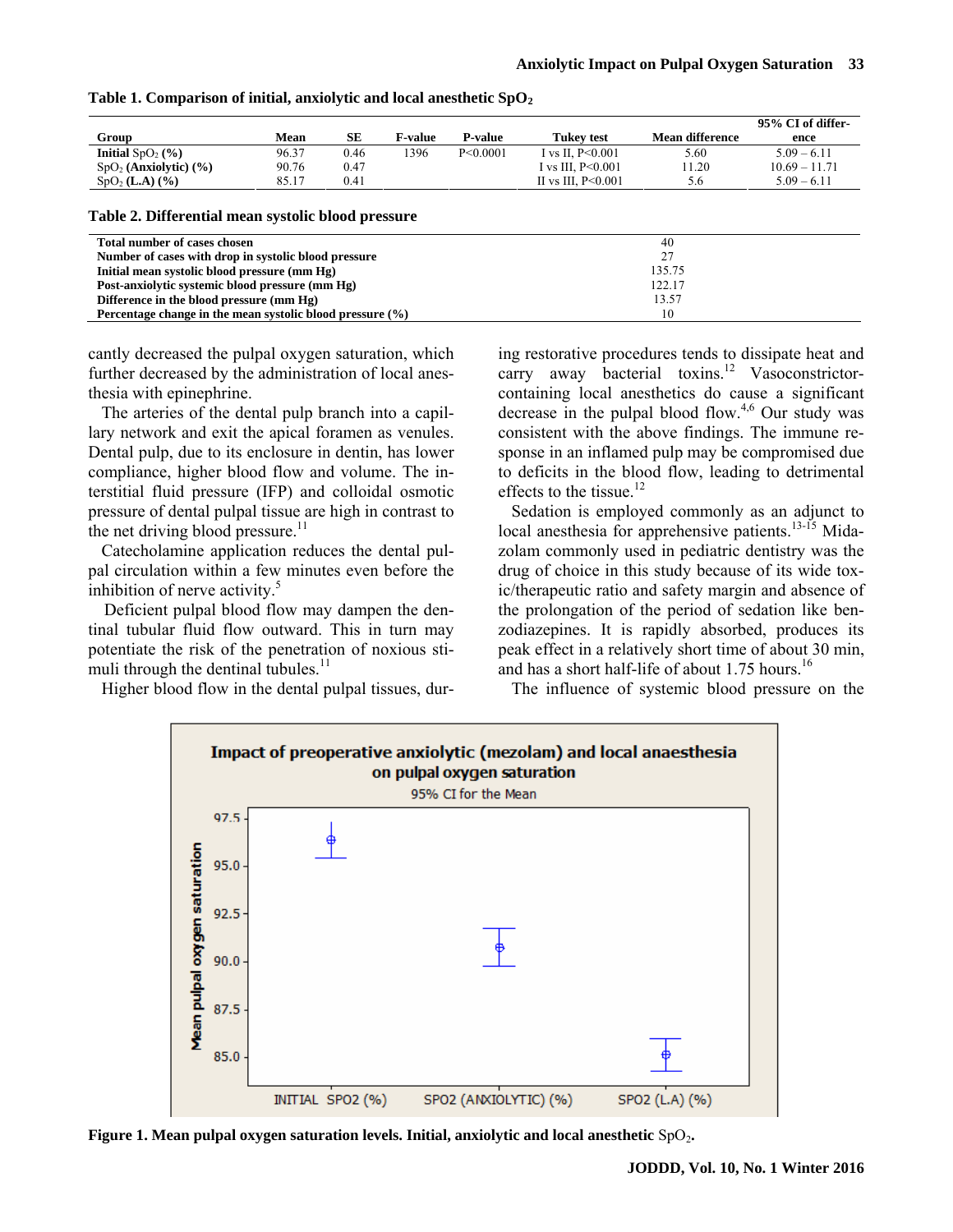**Table 1. Comparison of initial, anxiolytic and local anesthetic $SpO_2$**

| Group | Mean | SE | F-value | P-value | Tukey test | Mean difference | 95% CI of difference |
|---|---|---|---|---|---|---|---|
| **Initial** $SpO_2$ **(%)** | 96.37 | 0.46 | 1396 | P<0.0001 | I vs II, P<0.001 | 5.60 | 5.09 – 6.11 |
| $SpO_2$ **(Anxiolytic) (%)** | 90.76 | 0.47 | | | I vs III, P<0.001 | 11.20 | 10.69 – 11.71 |
| $SpO_2$ **(L.A) (%)** | 85.17 | 0.41 | | | II vs III, P<0.001 | 5.6 | 5.09 – 6.11 |

**Table 2. Differential mean systolic blood pressure**

| | |
|---|---|
| **Total number of cases chosen** | 40 |
| **Number of cases with drop in systolic blood pressure** | 27 |
| **Initial mean systolic blood pressure (mm Hg)** | 135.75 |
| **Post-anxiolytic systemic blood pressure (mm Hg)** | 122.17 |
| **Difference in the blood pressure (mm Hg)** | 13.57 |
| **Percentage change in the mean systolic blood pressure (%)** | 10 |

cantly decreased the pulpal oxygen saturation, which further decreased by the administration of local anesthesia with epinephrine.

The arteries of the dental pulp branch into a capillary network and exit the apical foramen as venules. Dental pulp, due to its enclosure in dentin, has lower compliance, higher blood flow and volume. The interstitial fluid pressure (IFP) and colloidal osmotic pressure of dental pulpal tissue are high in contrast to the net driving blood pressure.[11]

Catecholamine application reduces the dental pulpal circulation within a few minutes even before the inhibition of nerve activity.[5]

Deficient pulpal blood flow may dampen the dentinal tubular fluid flow outward. This in turn may potentiate the risk of the penetration of noxious stimuli through the dentinal tubules.[11]

Higher blood flow in the dental pulpal tissues, during restorative procedures tends to dissipate heat and carry away bacterial toxins.[12] Vasoconstrictor-containing local anesthetics do cause a significant decrease in the pulpal blood flow.[4,6] Our study was consistent with the above findings. The immune response in an inflamed pulp may be compromised due to deficits in the blood flow, leading to detrimental effects to the tissue.[12]

Sedation is employed commonly as an adjunct to local anesthesia for apprehensive patients.[13-15] Midazolam commonly used in pediatric dentistry was the drug of choice in this study because of its wide toxic/therapeutic ratio and safety margin and absence of the prolongation of the period of sedation like benzodiazepines. It is rapidly absorbed, produces its peak effect in a relatively short time of about 30 min, and has a short half-life of about 1.75 hours.[16]

The influence of systemic blood pressure on the

**Figure 1. Mean pulpal oxygen saturation levels. Initial, anxiolytic and local anesthetic** $SpO_2$**.**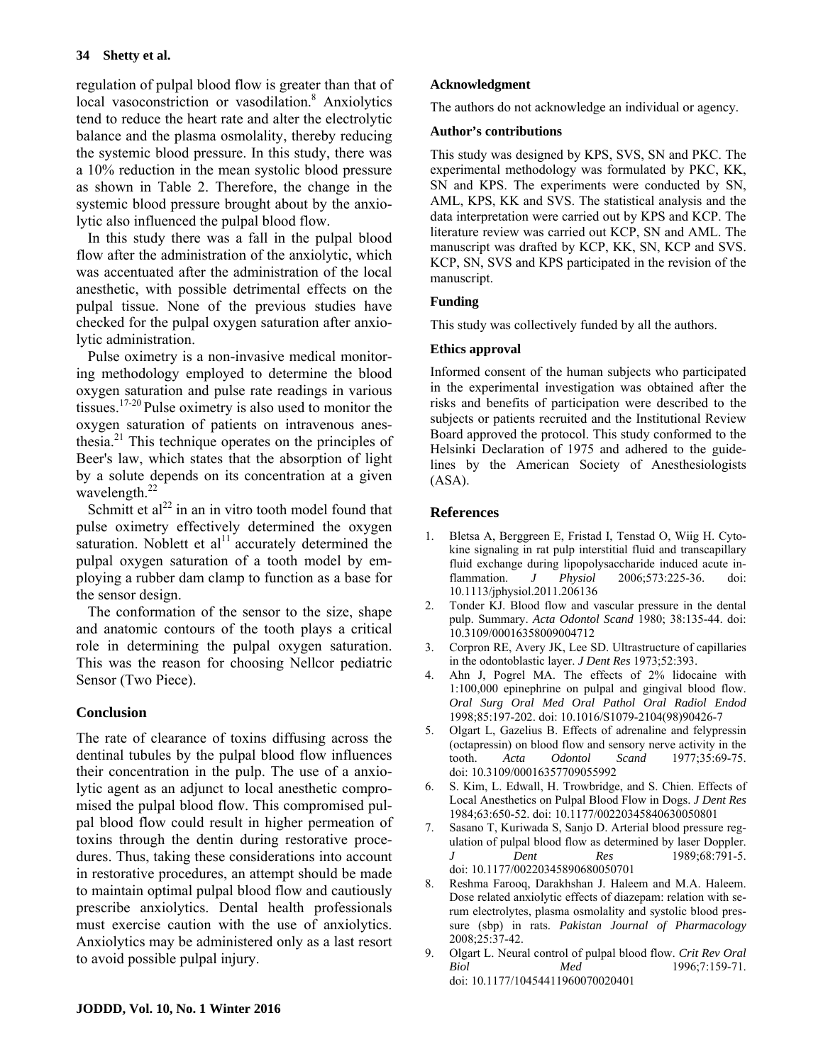regulation of pulpal blood flow is greater than that of local vasoconstriction or vasodilation.[8] Anxiolytics tend to reduce the heart rate and alter the electrolytic balance and the plasma osmolality, thereby reducing the systemic blood pressure. In this study, there was a 10% reduction in the mean systolic blood pressure as shown in Table 2. Therefore, the change in the systemic blood pressure brought about by the anxiolytic also influenced the pulpal blood flow.

In this study there was a fall in the pulpal blood flow after the administration of the anxiolytic, which was accentuated after the administration of the local anesthetic, with possible detrimental effects on the pulpal tissue. None of the previous studies have checked for the pulpal oxygen saturation after anxiolytic administration.

Pulse oximetry is a non-invasive medical monitoring methodology employed to determine the blood oxygen saturation and pulse rate readings in various tissues.[17-20] Pulse oximetry is also used to monitor the oxygen saturation of patients on intravenous anesthesia.[21] This technique operates on the principles of Beer's law, which states that the absorption of light by a solute depends on its concentration at a given wavelength.[22]

Schmitt et al[22] in an in vitro tooth model found that pulse oximetry effectively determined the oxygen saturation. Noblett et al[11] accurately determined the pulpal oxygen saturation of a tooth model by employing a rubber dam clamp to function as a base for the sensor design.

The conformation of the sensor to the size, shape and anatomic contours of the tooth plays a critical role in determining the pulpal oxygen saturation. This was the reason for choosing Nellcor pediatric Sensor (Two Piece).

## Conclusion

The rate of clearance of toxins diffusing across the dentinal tubules by the pulpal blood flow influences their concentration in the pulp. The use of a anxiolytic agent as an adjunct to local anesthetic compromised the pulpal blood flow. This compromised pulpal blood flow could result in higher permeation of toxins through the dentin during restorative procedures. Thus, taking these considerations into account in restorative procedures, an attempt should be made to maintain optimal pulpal blood flow and cautiously prescribe anxiolytics. Dental health professionals must exercise caution with the use of anxiolytics. Anxiolytics may be administered only as a last resort to avoid possible pulpal injury.

### Acknowledgment

The authors do not acknowledge an individual or agency.

### Author's contributions

This study was designed by KPS, SVS, SN and PKC. The experimental methodology was formulated by PKC, KK, SN and KPS. The experiments were conducted by SN, AML, KPS, KK and SVS. The statistical analysis and the data interpretation were carried out by KPS and KCP. The literature review was carried out KCP, SN and AML. The manuscript was drafted by KCP, KK, SN, KCP and SVS. KCP, SN, SVS and KPS participated in the revision of the manuscript.

### Funding

This study was collectively funded by all the authors.

### Ethics approval

Informed consent of the human subjects who participated in the experimental investigation was obtained after the risks and benefits of participation were described to the subjects or patients recruited and the Institutional Review Board approved the protocol. This study conformed to the Helsinki Declaration of 1975 and adhered to the guidelines by the American Society of Anesthesiologists (ASA).

## References

1. Bletsa A, Berggreen E, Fristad I, Tenstad O, Wiig H. Cytokine signaling in rat pulp interstitial fluid and transcapillary fluid exchange during lipopolysaccharide induced acute inflammation. *J Physiol* 2006;573:225-36. doi: 10.1113/jphysiol.2011.206136
2. Tonder KJ. Blood flow and vascular pressure in the dental pulp. Summary. *Acta Odontol Scand* 1980; 38:135-44. doi: 10.3109/00016358009004712
3. Corpron RE, Avery JK, Lee SD. Ultrastructure of capillaries in the odontoblastic layer. *J Dent Res* 1973;52:393.
4. Ahn J, Pogrel MA. The effects of 2% lidocaine with 1:100,000 epinephrine on pulpal and gingival blood flow. *Oral Surg Oral Med Oral Pathol Oral Radiol Endod* 1998;85:197-202. doi: 10.1016/S1079-2104(98)90426-7
5. Olgart L, Gazelius B. Effects of adrenaline and felypressin (octapressin) on blood flow and sensory nerve activity in the tooth. *Acta Odontol Scand* 1977;35:69-75. doi: 10.3109/00016357709055992
6. S. Kim, L. Edwall, H. Trowbridge, and S. Chien. Effects of Local Anesthetics on Pulpal Blood Flow in Dogs. *J Dent Res* 1984;63:650-52. doi: 10.1177/00220345840630050801
7. Sasano T, Kuriwada S, Sanjo D. Arterial blood pressure regulation of pulpal blood flow as determined by laser Doppler. *J Dent Res* 1989;68:791-5. doi: 10.1177/00220345890680050701
8. Reshma Farooq, Darakhshan J. Haleem and M.A. Haleem. Dose related anxiolytic effects of diazepam: relation with serum electrolytes, plasma osmolality and systolic blood pressure (sbp) in rats. *Pakistan Journal of Pharmacology* 2008;25:37-42.
9. Olgart L. Neural control of pulpal blood flow. *Crit Rev Oral Biol Med* 1996;7:159-71. doi: 10.1177/10454411960070020401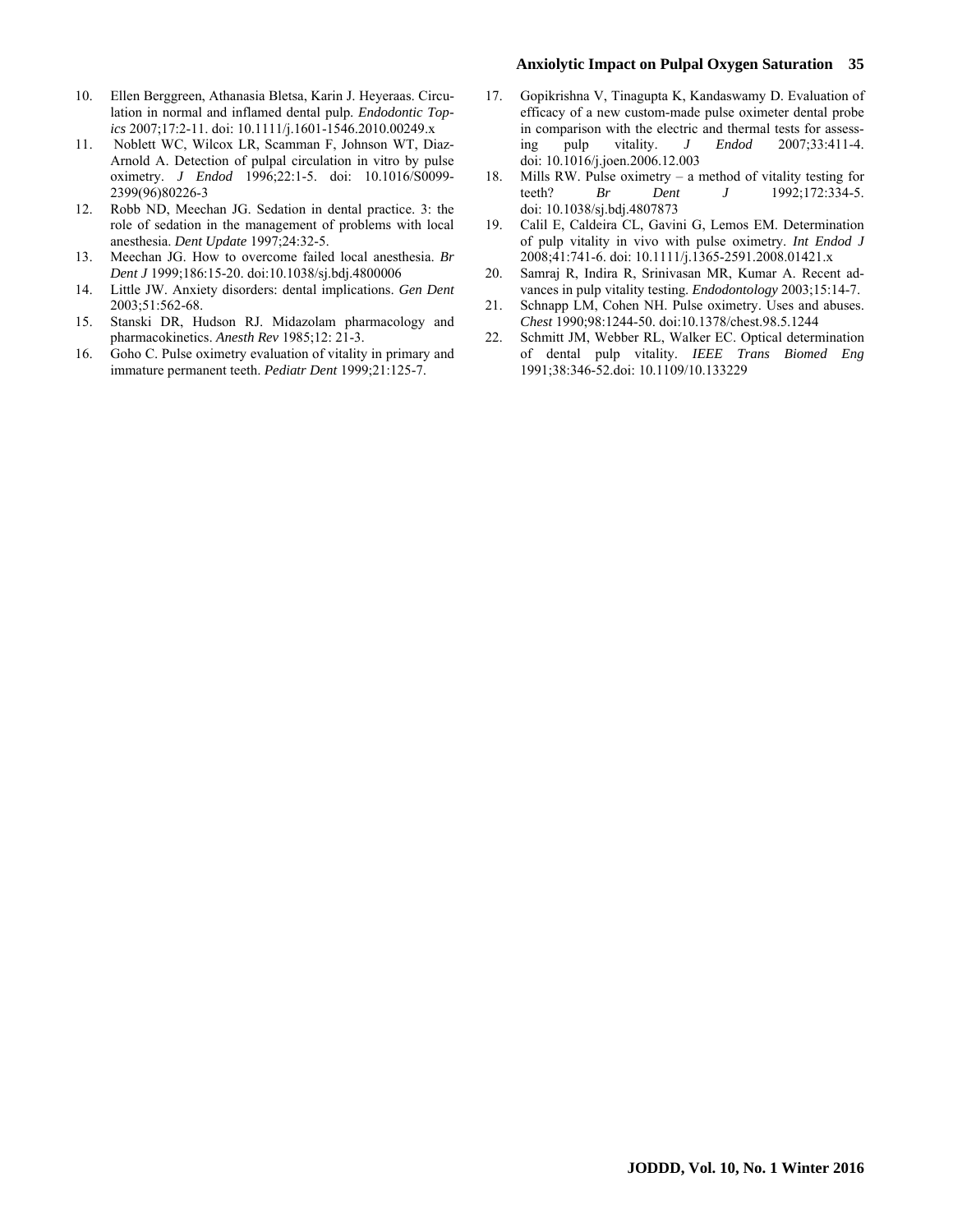10. Ellen Berggreen, Athanasia Bletsa, Karin J. Heyeraas. Circulation in normal and inflamed dental pulp. *Endodontic Topics* 2007;17:2-11. doi: 10.1111/j.1601-1546.2010.00249.x
11. Noblett WC, Wilcox LR, Scamman F, Johnson WT, Diaz-Arnold A. Detection of pulpal circulation in vitro by pulse oximetry. *J Endod* 1996;22:1-5. doi: 10.1016/S0099-2399(96)80226-3
12. Robb ND, Meechan JG. Sedation in dental practice. 3: the role of sedation in the management of problems with local anesthesia. *Dent Update* 1997;24:32-5.
13. Meechan JG. How to overcome failed local anesthesia. *Br Dent J* 1999;186:15-20. doi:10.1038/sj.bdj.4800006
14. Little JW. Anxiety disorders: dental implications. *Gen Dent* 2003;51:562-68.
15. Stanski DR, Hudson RJ. Midazolam pharmacology and pharmacokinetics. *Anesth Rev* 1985;12: 21-3.
16. Goho C. Pulse oximetry evaluation of vitality in primary and immature permanent teeth. *Pediatr Dent* 1999;21:125-7.
17. Gopikrishna V, Tinagupta K, Kandaswamy D. Evaluation of efficacy of a new custom-made pulse oximeter dental probe in comparison with the electric and thermal tests for assessing pulp vitality. *J Endod* 2007;33:411-4. doi: 10.1016/j.joen.2006.12.003
18. Mills RW. Pulse oximetry – a method of vitality testing for teeth? *Br Dent J* 1992;172:334-5. doi: 10.1038/sj.bdj.4807873
19. Calil E, Caldeira CL, Gavini G, Lemos EM. Determination of pulp vitality in vivo with pulse oximetry. *Int Endod J* 2008;41:741-6. doi: 10.1111/j.1365-2591.2008.01421.x
20. Samraj R, Indira R, Srinivasan MR, Kumar A. Recent advances in pulp vitality testing. *Endodontology* 2003;15:14-7.
21. Schnapp LM, Cohen NH. Pulse oximetry. Uses and abuses. *Chest* 1990;98:1244-50. doi:10.1378/chest.98.5.1244
22. Schmitt JM, Webber RL, Walker EC. Optical determination of dental pulp vitality. *IEEE Trans Biomed Eng* 1991;38:346-52.doi: 10.1109/10.133229